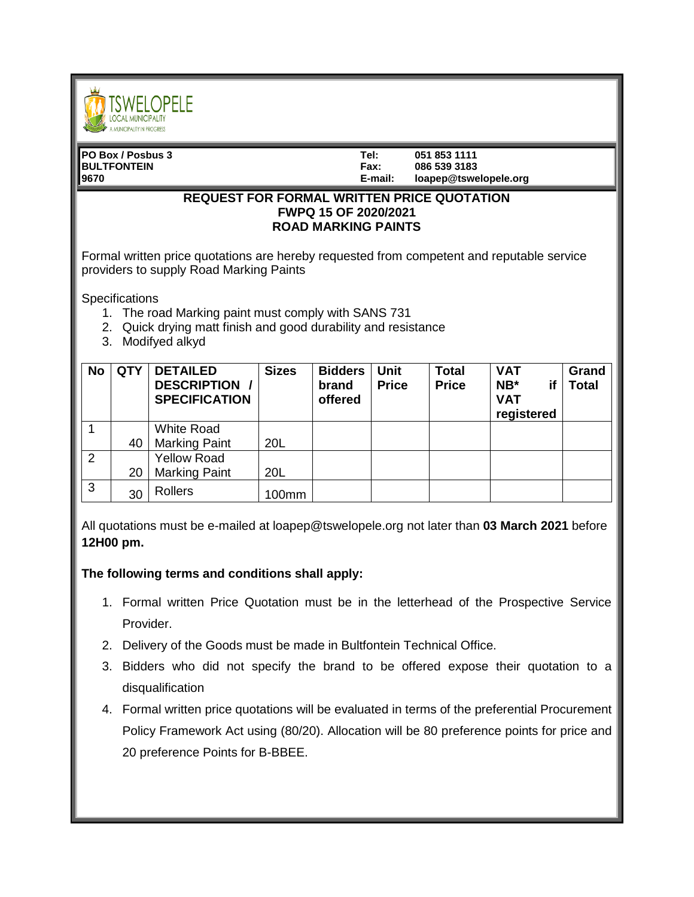TSWELOPELE LOCAL MUNICIPALITY
A MUNICIPALITY IN PROGRESS

**PO Box / Posbus 3**
**BULTFONTEIN**
**9670**

**Tel:** **051 853 1111**
**Fax:** **086 539 3183**
**E-mail:** **loapep@tswelopele.org**

## REQUEST FOR FORMAL WRITTEN PRICE QUOTATION
## FWPQ 15 OF 2020/2021
## ROAD MARKING PAINTS

Formal written price quotations are hereby requested from competent and reputable service providers to supply Road Marking Paints

Specifications

1. The road Marking paint must comply with SANS 731
2. Quick drying matt finish and good durability and resistance
3. Modifyed alkyd

| No | QTY | DETAILED DESCRIPTION / SPECIFICATION | Sizes | Bidders brand offered | Unit Price | Total Price | VAT NB* if VAT registered | Grand Total |
|---|---|---|---|---|---|---|---|---|
| 1 | 40 | White Road Marking Paint | 20L | | | | | |
| 2 | 20 | Yellow Road Marking Paint | 20L | | | | | |
| 3 | 30 | Rollers | 100mm | | | | | |

All quotations must be e-mailed at loapep@tswelopele.org not later than **03 March 2021** before **12H00 pm.**

**The following terms and conditions shall apply:**

1. Formal written Price Quotation must be in the letterhead of the Prospective Service Provider.
2. Delivery of the Goods must be made in Bultfontein Technical Office.
3. Bidders who did not specify the brand to be offered expose their quotation to a disqualification
4. Formal written price quotations will be evaluated in terms of the preferential Procurement Policy Framework Act using (80/20). Allocation will be 80 preference points for price and 20 preference Points for B-BBEE.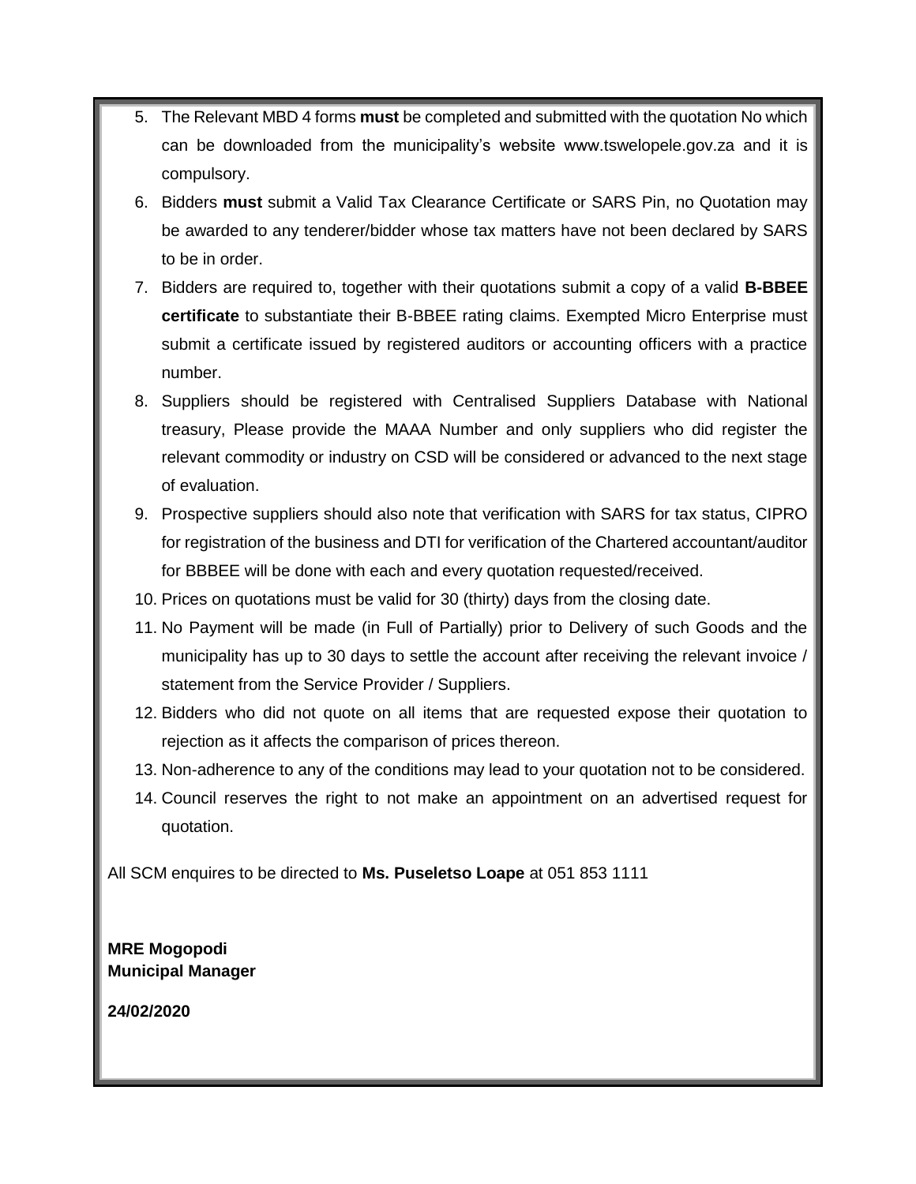5. The Relevant MBD 4 forms **must** be completed and submitted with the quotation No which can be downloaded from the municipality's website www.tswelopele.gov.za and it is compulsory.
6. Bidders **must** submit a Valid Tax Clearance Certificate or SARS Pin, no Quotation may be awarded to any tenderer/bidder whose tax matters have not been declared by SARS to be in order.
7. Bidders are required to, together with their quotations submit a copy of a valid **B-BBEE certificate** to substantiate their B-BBEE rating claims. Exempted Micro Enterprise must submit a certificate issued by registered auditors or accounting officers with a practice number.
8. Suppliers should be registered with Centralised Suppliers Database with National treasury, Please provide the MAAA Number and only suppliers who did register the relevant commodity or industry on CSD will be considered or advanced to the next stage of evaluation.
9. Prospective suppliers should also note that verification with SARS for tax status, CIPRO for registration of the business and DTI for verification of the Chartered accountant/auditor for BBBEE will be done with each and every quotation requested/received.
10. Prices on quotations must be valid for 30 (thirty) days from the closing date.
11. No Payment will be made (in Full of Partially) prior to Delivery of such Goods and the municipality has up to 30 days to settle the account after receiving the relevant invoice / statement from the Service Provider / Suppliers.
12. Bidders who did not quote on all items that are requested expose their quotation to rejection as it affects the comparison of prices thereon.
13. Non-adherence to any of the conditions may lead to your quotation not to be considered.
14. Council reserves the right to not make an appointment on an advertised request for quotation.

All SCM enquires to be directed to **Ms. Puseletso Loape** at 051 853 1111

**MRE Mogopodi**
**Municipal Manager**

**24/02/2020**